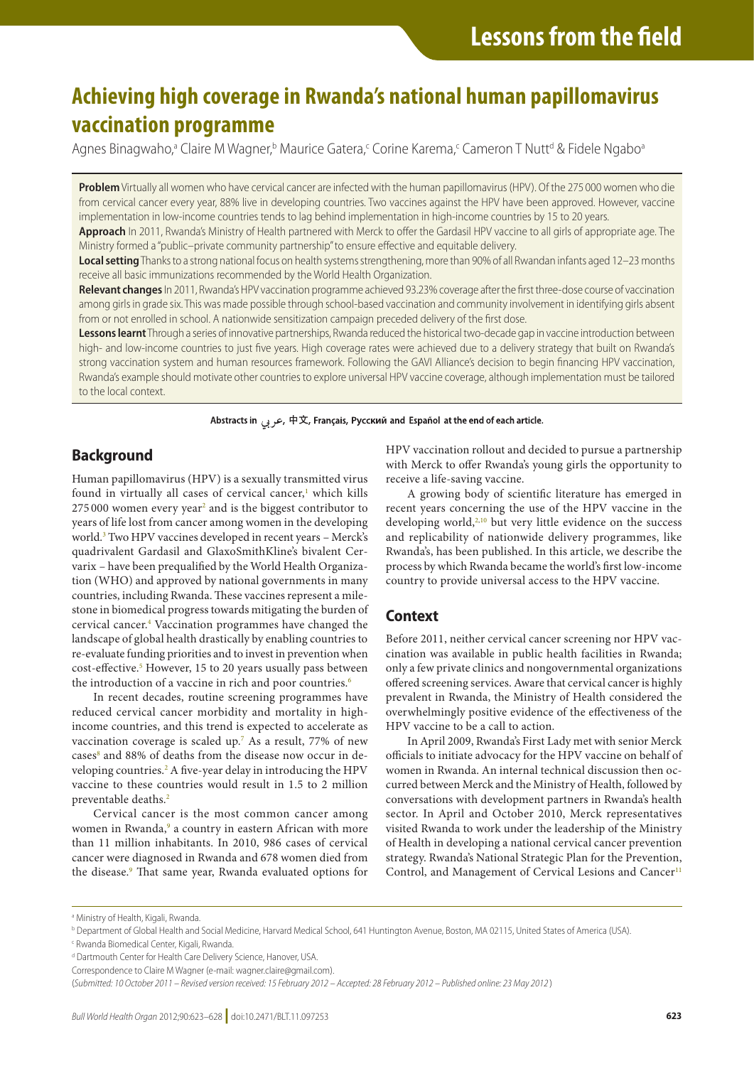# Achieving high coverage in Rwanda's national human papillomavirus vaccination programme

Agnes Binagwaho,[a] Claire M Wagner,[b] Maurice Gatera,[c] Corine Karema,[c] Cameron T Nutt[d] & Fidele Ngabo[a]

**Problem** Virtually all women who have cervical cancer are infected with the human papillomavirus (HPV). Of the 275 000 women who die from cervical cancer every year, 88% live in developing countries. Two vaccines against the HPV have been approved. However, vaccine implementation in low-income countries tends to lag behind implementation in high-income countries by 15 to 20 years.

**Approach** In 2011, Rwanda's Ministry of Health partnered with Merck to offer the Gardasil HPV vaccine to all girls of appropriate age. The Ministry formed a "public–private community partnership" to ensure effective and equitable delivery.

**Local setting** Thanks to a strong national focus on health systems strengthening, more than 90% of all Rwandan infants aged 12–23 months receive all basic immunizations recommended by the World Health Organization.

**Relevant changes** In 2011, Rwanda's HPV vaccination programme achieved 93.23% coverage after the first three-dose course of vaccination among girls in grade six. This was made possible through school-based vaccination and community involvement in identifying girls absent from or not enrolled in school. A nationwide sensitization campaign preceded delivery of the first dose.

**Lessons learnt** Through a series of innovative partnerships, Rwanda reduced the historical two-decade gap in vaccine introduction between high- and low-income countries to just five years. High coverage rates were achieved due to a delivery strategy that built on Rwanda's strong vaccination system and human resources framework. Following the GAVI Alliance's decision to begin financing HPV vaccination, Rwanda's example should motivate other countries to explore universal HPV vaccine coverage, although implementation must be tailored to the local context.

**Abstracts in عربي, 中文, Français, Русский and Español at the end of each article.**

## Background

Human papillomavirus (HPV) is a sexually transmitted virus found in virtually all cases of cervical cancer,[1] which kills 275 000 women every year[2] and is the biggest contributor to years of life lost from cancer among women in the developing world.[3] Two HPV vaccines developed in recent years – Merck's quadrivalent Gardasil and GlaxoSmithKline's bivalent Cervarix – have been prequalified by the World Health Organization (WHO) and approved by national governments in many countries, including Rwanda. These vaccines represent a milestone in biomedical progress towards mitigating the burden of cervical cancer.[4] Vaccination programmes have changed the landscape of global health drastically by enabling countries to re-evaluate funding priorities and to invest in prevention when cost-effective.[5] However, 15 to 20 years usually pass between the introduction of a vaccine in rich and poor countries.[6]

In recent decades, routine screening programmes have reduced cervical cancer morbidity and mortality in high-income countries, and this trend is expected to accelerate as vaccination coverage is scaled up.[7] As a result, 77% of new cases[8] and 88% of deaths from the disease now occur in developing countries.[2] A five-year delay in introducing the HPV vaccine to these countries would result in 1.5 to 2 million preventable deaths.[2]

Cervical cancer is the most common cancer among women in Rwanda,[9] a country in eastern African with more than 11 million inhabitants. In 2010, 986 cases of cervical cancer were diagnosed in Rwanda and 678 women died from the disease.[9] That same year, Rwanda evaluated options for HPV vaccination rollout and decided to pursue a partnership with Merck to offer Rwanda's young girls the opportunity to receive a life-saving vaccine.

A growing body of scientific literature has emerged in recent years concerning the use of the HPV vaccine in the developing world,[2,10] but very little evidence on the success and replicability of nationwide delivery programmes, like Rwanda's, has been published. In this article, we describe the process by which Rwanda became the world's first low-income country to provide universal access to the HPV vaccine.

## Context

Before 2011, neither cervical cancer screening nor HPV vaccination was available in public health facilities in Rwanda; only a few private clinics and nongovernmental organizations offered screening services. Aware that cervical cancer is highly prevalent in Rwanda, the Ministry of Health considered the overwhelmingly positive evidence of the effectiveness of the HPV vaccine to be a call to action.

In April 2009, Rwanda's First Lady met with senior Merck officials to initiate advocacy for the HPV vaccine on behalf of women in Rwanda. An internal technical discussion then occurred between Merck and the Ministry of Health, followed by conversations with development partners in Rwanda's health sector. In April and October 2010, Merck representatives visited Rwanda to work under the leadership of the Ministry of Health in developing a national cervical cancer prevention strategy. Rwanda's National Strategic Plan for the Prevention, Control, and Management of Cervical Lesions and Cancer[11]

---

[a] Ministry of Health, Kigali, Rwanda.

[b] Department of Global Health and Social Medicine, Harvard Medical School, 641 Huntington Avenue, Boston, MA 02115, United States of America (USA).

[c] Rwanda Biomedical Center, Kigali, Rwanda.

[d] Dartmouth Center for Health Care Delivery Science, Hanover, USA.

Correspondence to Claire M Wagner (e-mail: wagner.claire@gmail.com).

(*Submitted: 10 October 2011 – Revised version received: 15 February 2012 – Accepted: 28 February 2012 – Published online: 23 May 2012*)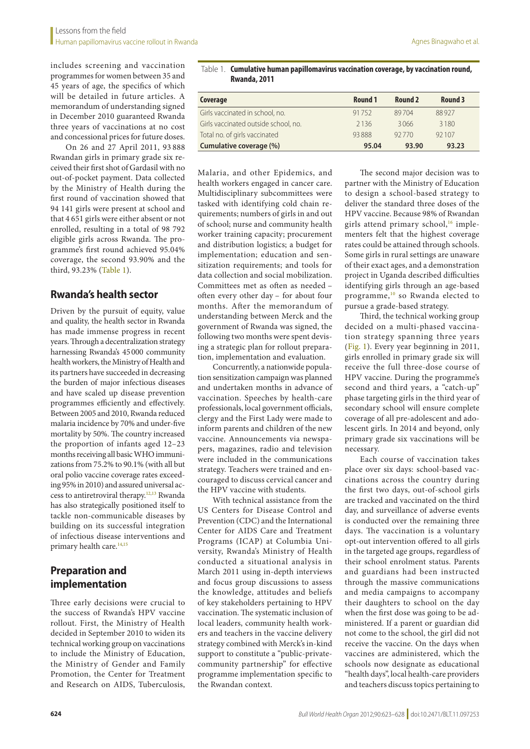includes screening and vaccination programmes for women between 35 and 45 years of age, the specifics of which will be detailed in future articles. A memorandum of understanding signed in December 2010 guaranteed Rwanda three years of vaccinations at no cost and concessional prices for future doses.

On 26 and 27 April 2011, 93 888 Rwandan girls in primary grade six received their first shot of Gardasil with no out-of-pocket payment. Data collected by the Ministry of Health during the first round of vaccination showed that 94 141 girls were present at school and that 4 651 girls were either absent or not enrolled, resulting in a total of 98 792 eligible girls across Rwanda. The programme's first round achieved 95.04% coverage, the second 93.90% and the third, 93.23% (Table 1).

Table 1. **Cumulative human papillomavirus vaccination coverage, by vaccination round, Rwanda, 2011**

| Coverage | Round 1 | Round 2 | Round 3 |
|---|---|---|---|
| Girls vaccinated in school, no. | 91 752 | 89 704 | 88 927 |
| Girls vaccinated outside school, no. | 2 136 | 3 066 | 3 180 |
| Total no. of girls vaccinated | 93 888 | 92 770 | 92 107 |
| **Cumulative coverage (%)** | **95.04** | **93.90** | **93.23** |

## Rwanda's health sector

Driven by the pursuit of equity, value and quality, the health sector in Rwanda has made immense progress in recent years. Through a decentralization strategy harnessing Rwanda's 45 000 community health workers, the Ministry of Health and its partners have succeeded in decreasing the burden of major infectious diseases and have scaled up disease prevention programmes efficiently and effectively. Between 2005 and 2010, Rwanda reduced malaria incidence by 70% and under-five mortality by 50%. The country increased the proportion of infants aged 12–23 months receiving all basic WHO immunizations from 75.2% to 90.1% (with all but oral polio vaccine coverage rates exceeding 95% in 2010) and assured universal access to antiretroviral therapy.[12,13] Rwanda has also strategically positioned itself to tackle non-communicable diseases by building on its successful integration of infectious disease interventions and primary health care.[14,15]

## Preparation and implementation

Three early decisions were crucial to the success of Rwanda's HPV vaccine rollout. First, the Ministry of Health decided in September 2010 to widen its technical working group on vaccinations to include the Ministry of Education, the Ministry of Gender and Family Promotion, the Center for Treatment and Research on AIDS, Tuberculosis, Malaria, and other Epidemics, and health workers engaged in cancer care. Multidisciplinary subcommittees were tasked with identifying cold chain requirements; numbers of girls in and out of school; nurse and community health worker training capacity; procurement and distribution logistics; a budget for implementation; education and sensitization requirements; and tools for data collection and social mobilization. Committees met as often as needed – often every other day – for about four months. After the memorandum of understanding between Merck and the government of Rwanda was signed, the following two months were spent devising a strategic plan for rollout preparation, implementation and evaluation.

Concurrently, a nationwide population sensitization campaign was planned and undertaken months in advance of vaccination. Speeches by health-care professionals, local government officials, clergy and the First Lady were made to inform parents and children of the new vaccine. Announcements via newspapers, magazines, radio and television were included in the communications strategy. Teachers were trained and encouraged to discuss cervical cancer and the HPV vaccine with students.

With technical assistance from the US Centers for Disease Control and Prevention (CDC) and the International Center for AIDS Care and Treatment Programs (ICAP) at Columbia University, Rwanda's Ministry of Health conducted a situational analysis in March 2011 using in-depth interviews and focus group discussions to assess the knowledge, attitudes and beliefs of key stakeholders pertaining to HPV vaccination. The systematic inclusion of local leaders, community health workers and teachers in the vaccine delivery strategy combined with Merck's in-kind support to constitute a "public-private-community partnership" for effective programme implementation specific to the Rwandan context.

The second major decision was to partner with the Ministry of Education to design a school-based strategy to deliver the standard three doses of the HPV vaccine. Because 98% of Rwandan girls attend primary school,[16] implementers felt that the highest coverage rates could be attained through schools. Some girls in rural settings are unaware of their exact ages, and a demonstration project in Uganda described difficulties identifying girls through an age-based programme,[10] so Rwanda elected to pursue a grade-based strategy.

Third, the technical working group decided on a multi-phased vaccination strategy spanning three years (Fig. 1). Every year beginning in 2011, girls enrolled in primary grade six will receive the full three-dose course of HPV vaccine. During the programme's second and third years, a "catch-up" phase targeting girls in the third year of secondary school will ensure complete coverage of all pre-adolescent and adolescent girls. In 2014 and beyond, only primary grade six vaccinations will be necessary.

Each course of vaccination takes place over six days: school-based vaccinations across the country during the first two days, out-of-school girls are tracked and vaccinated on the third day, and surveillance of adverse events is conducted over the remaining three days. The vaccination is a voluntary opt-out intervention offered to all girls in the targeted age groups, regardless of their school enrolment status. Parents and guardians had been instructed through the massive communications and media campaigns to accompany their daughters to school on the day when the first dose was going to be administered. If a parent or guardian did not come to the school, the girl did not receive the vaccine. On the days when vaccines are administered, which the schools now designate as educational "health days", local health-care providers and teachers discuss topics pertaining to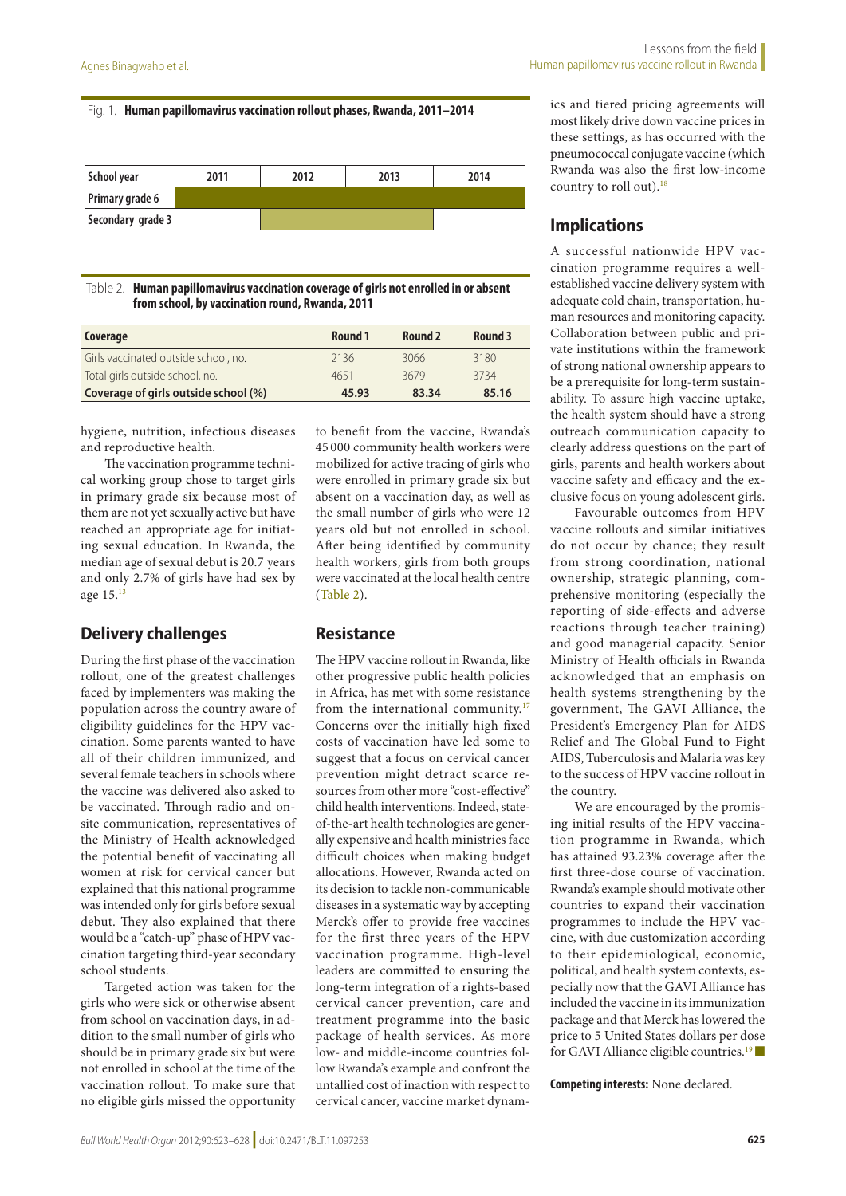Fig. 1. **Human papillomavirus vaccination rollout phases, Rwanda, 2011–2014**

| School year | 2011 | 2012 | 2013 | 2014 |
|---|---|---|---|---|
| Primary grade 6 | | | | |
| Secondary grade 3 | | | | |

Table 2. **Human papillomavirus vaccination coverage of girls not enrolled in or absent from school, by vaccination round, Rwanda, 2011**

| Coverage | Round 1 | Round 2 | Round 3 |
|---|---|---|---|
| Girls vaccinated outside school, no. | 2136 | 3066 | 3180 |
| Total girls outside school, no. | 4651 | 3679 | 3734 |
| **Coverage of girls outside school (%)** | **45.93** | **83.34** | **85.16** |

hygiene, nutrition, infectious diseases and reproductive health.

The vaccination programme technical working group chose to target girls in primary grade six because most of them are not yet sexually active but have reached an appropriate age for initiating sexual education. In Rwanda, the median age of sexual debut is 20.7 years and only 2.7% of girls have had sex by age 15.[13]

## Delivery challenges

During the first phase of the vaccination rollout, one of the greatest challenges faced by implementers was making the population across the country aware of eligibility guidelines for the HPV vaccination. Some parents wanted to have all of their children immunized, and several female teachers in schools where the vaccine was delivered also asked to be vaccinated. Through radio and onsite communication, representatives of the Ministry of Health acknowledged the potential benefit of vaccinating all women at risk for cervical cancer but explained that this national programme was intended only for girls before sexual debut. They also explained that there would be a "catch-up" phase of HPV vaccination targeting third-year secondary school students.

Targeted action was taken for the girls who were sick or otherwise absent from school on vaccination days, in addition to the small number of girls who should be in primary grade six but were not enrolled in school at the time of the vaccination rollout. To make sure that no eligible girls missed the opportunity to benefit from the vaccine, Rwanda's 45 000 community health workers were mobilized for active tracing of girls who were enrolled in primary grade six but absent on a vaccination day, as well as the small number of girls who were 12 years old but not enrolled in school. After being identified by community health workers, girls from both groups were vaccinated at the local health centre (Table 2).

## Resistance

The HPV vaccine rollout in Rwanda, like other progressive public health policies in Africa, has met with some resistance from the international community.[17] Concerns over the initially high fixed costs of vaccination have led some to suggest that a focus on cervical cancer prevention might detract scarce resources from other more "cost-effective" child health interventions. Indeed, state-of-the-art health technologies are generally expensive and health ministries face difficult choices when making budget allocations. However, Rwanda acted on its decision to tackle non-communicable diseases in a systematic way by accepting Merck's offer to provide free vaccines for the first three years of the HPV vaccination programme. High-level leaders are committed to ensuring the long-term integration of a rights-based cervical cancer prevention, care and treatment programme into the basic package of health services. As more low- and middle-income countries follow Rwanda's example and confront the untallied cost of inaction with respect to cervical cancer, vaccine market dynamics and tiered pricing agreements will most likely drive down vaccine prices in these settings, as has occurred with the pneumococcal conjugate vaccine (which Rwanda was also the first low-income country to roll out).[18]

## Implications

A successful nationwide HPV vaccination programme requires a well-established vaccine delivery system with adequate cold chain, transportation, human resources and monitoring capacity. Collaboration between public and private institutions within the framework of strong national ownership appears to be a prerequisite for long-term sustainability. To assure high vaccine uptake, the health system should have a strong outreach communication capacity to clearly address questions on the part of girls, parents and health workers about vaccine safety and efficacy and the exclusive focus on young adolescent girls.

Favourable outcomes from HPV vaccine rollouts and similar initiatives do not occur by chance; they result from strong coordination, national ownership, strategic planning, comprehensive monitoring (especially the reporting of side-effects and adverse reactions through teacher training) and good managerial capacity. Senior Ministry of Health officials in Rwanda acknowledged that an emphasis on health systems strengthening by the government, The GAVI Alliance, the President's Emergency Plan for AIDS Relief and The Global Fund to Fight AIDS, Tuberculosis and Malaria was key to the success of HPV vaccine rollout in the country.

We are encouraged by the promising initial results of the HPV vaccination programme in Rwanda, which has attained 93.23% coverage after the first three-dose course of vaccination. Rwanda's example should motivate other countries to expand their vaccination programmes to include the HPV vaccine, with due customization according to their epidemiological, economic, political, and health system contexts, especially now that the GAVI Alliance has included the vaccine in its immunization package and that Merck has lowered the price to 5 United States dollars per dose for GAVI Alliance eligible countries.[19] ■

**Competing interests:** None declared.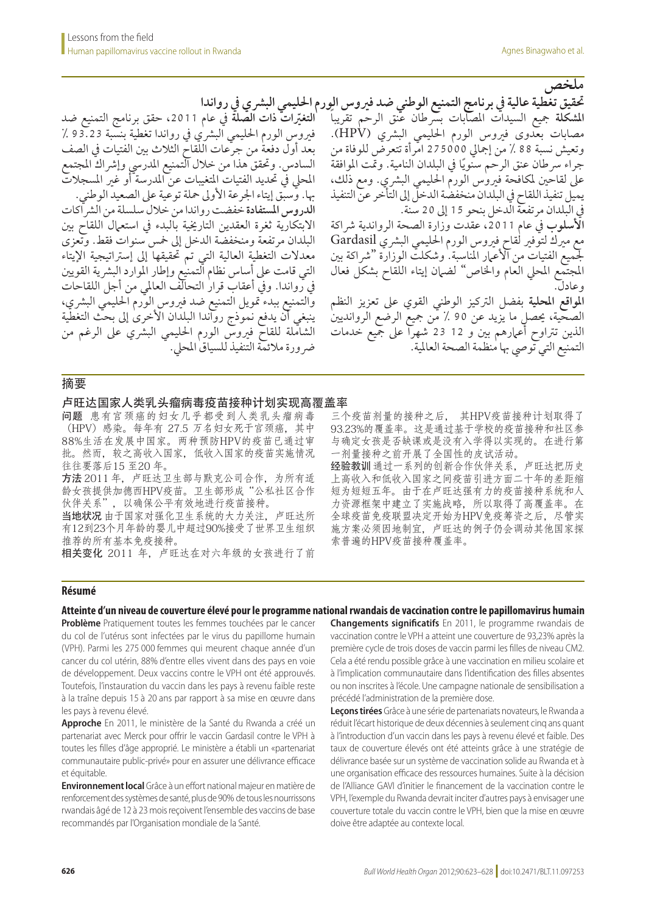## ملخص

### تحقيق تغطية عالية في برنامج التمنيع الوطني ضد فيروس الورم الحليمي البشري في رواندا

**المشكلة** جميع السيدات المصابات بسرطان عنق الرحم تقريبا مصابات بعدوى فيروس الورم الحليمي البشري (HPV). وتعيش نسبة 88 ٪ من إجمالي 275000 امرأة تتعرض للوفاة من جراء سرطان عنق الرحم سنويًا في البلدان النامية. وتمت الموافقة على لقاحين لمكافحة فيروس الورم الحليمي البشري. ومع ذلك، يميل تنفيذ اللقاح في البلدان منخفضة الدخل إلى التأخر عن التنفيذ في البلدان مرتفعة الدخل بنحو 15 إلى 20 سنة.

**الأسلوب** في عام 2011، عقدت وزارة الصحة الرواندية شراكة مع ميرك لتوفير لقاح فيروس الورم الحليمي البشري Gardasil لجميع الفتيات من الأعمار المناسبة. وشكلت الوزارة "شراكة بين المجتمع المحلي العام والخاص" لضمان إيتاء اللقاح بشكل فعال وعادل.

**المواقع المحلية** بفضل التركيز الوطني القوي على تعزيز النظم الصحية، يحصل ما يزيد عن 90 ٪ من جميع الرضع الروانديين الذين تتراوح أعمارهم بين 12 و 23 شهراً على جميع خدمات التمنيع التي توصي بها منظمة الصحة العالمية.

**التغيّرات ذات الصلة** في عام 2011، حقق برنامج التمنيع ضد فيروس الورم الحليمي البشري في رواندا تغطية بنسبة 93.23 ٪ بعد أول دفعة من جرعات اللقاح الثلاث بين الفتيات في الصف السادس. وتحقق هذا من خلال التمنيع المدرسي وإشراك المجتمع المحلي في تحديد الفتيات المتغيبات عن المدرسة أو غير المسجلات بها. وسبق إيتاء الجرعة الأولى حملة توعية على الصعيد الوطني.

**الدروس المستفادة** خفضت رواندا من خلال سلسلة من الشراكات الابتكارية ثغرة العقدين التاريخية بالبدء في استعمال اللقاح بين البلدان مرتفعة ومنخفضة الدخل إلى خمس سنوات فقط. وتعزى معدلات التغطية العالية التي تم تحقيقها إلى إستراتيجية الإيتاء التي قامت على أساس نظام التمنيع وإطار الموارد البشرية القويين في رواندا. وفي أعقاب قرار التحالف العالمي من أجل اللقاحات والتمنيع ببدء تمويل التمنيع ضد فيروس الورم الحليمي البشري، ينبغي أن يدفع نموذج رواندا البلدان الأخرى إلى بحث التغطية الشاملة للقاح فيروس الورم الحليمي البشري على الرغم من ضرورة ملائمة التنفيذ للسياق المحلي.

## 摘要

### 卢旺达国家人类乳头瘤病毒疫苗接种计划实现高覆盖率

**问题** 患有宫颈癌的妇女几乎都受到人类乳头瘤病毒（HPV）感染。每年有 27.5 万名妇女死于宫颈癌，其中88%生活在发展中国家。两种预防HPV的疫苗已通过审批。然而，较之高收入国家，低收入国家的疫苗实施情况往往要落后15 至20 年。

**方法** 2011 年，卢旺达卫生部与默克公司合作，为所有适龄女孩提供加德西HPV疫苗。卫生部形成"公私社区合作伙伴关系"，以确保公平有效地进行疫苗接种。

**当地状况** 由于国家对强化卫生系统的大力关注，卢旺达所有12到23个月年龄的婴儿中超过90%接受了世界卫生组织推荐的所有基本免疫接种。

**相关变化** 2011 年，卢旺达在对六年级的女孩进行了前三个疫苗剂量的接种之后， 其HPV疫苗接种计划取得了93.23%的覆盖率。这是通过基于学校的疫苗接种和社区参与确定女孩是否缺课或是没有入学得以实现的。在进行第一剂量接种之前开展了全国性的皮试活动。

**经验教训** 通过一系列的创新合作伙伴关系，卢旺达把历史上高收入和低收入国家之间疫苗引进方面二十年的差距缩短为短短五年。由于在卢旺达强有力的疫苗接种系统和人力资源框架中建立了实施战略，所以取得了高覆盖率。在全球疫苗免疫联盟决定开始为HPV免疫筹资之后，尽管实施方案必须因地制宜，卢旺达的例子仍会调动其他国家探索普遍的HPV疫苗接种覆盖率。

## Résumé

### Atteinte d'un niveau de couverture élevé pour le programme national rwandais de vaccination contre le papillomavirus humain

**Problème** Pratiquement toutes les femmes touchées par le cancer du col de l'utérus sont infectées par le virus du papillome humain (VPH). Parmi les 275 000 femmes qui meurent chaque année d'un cancer du col utérin, 88% d'entre elles vivent dans des pays en voie de développement. Deux vaccins contre le VPH ont été approuvés. Toutefois, l'instauration du vaccin dans les pays à revenu faible reste à la traîne depuis 15 à 20 ans par rapport à sa mise en œuvre dans les pays à revenu élevé.

**Approche** En 2011, le ministère de la Santé du Rwanda a créé un partenariat avec Merck pour offrir le vaccin Gardasil contre le VPH à toutes les filles d'âge approprié. Le ministère a établi un «partenariat communautaire public-privé» pour en assurer une délivrance efficace et équitable.

**Environnement local** Grâce à un effort national majeur en matière de renforcement des systèmes de santé, plus de 90% de tous les nourrissons rwandais âgé de 12 à 23 mois reçoivent l'ensemble des vaccins de base recommandés par l'Organisation mondiale de la Santé.

**Changements significatifs** En 2011, le programme rwandais de vaccination contre le VPH a atteint une couverture de 93,23% après la première cycle de trois doses de vaccin parmi les filles de niveau CM2. Cela a été rendu possible grâce à une vaccination en milieu scolaire et à l'implication communautaire dans l'identification des filles absentes ou non inscrites à l'école. Une campagne nationale de sensibilisation a précédé l'administration de la première dose.

**Leçons tirées** Grâce à une série de partenariats novateurs, le Rwanda a réduit l'écart historique de deux décennies à seulement cinq ans quant à l'introduction d'un vaccin dans les pays à revenu élevé et faible. Des taux de couverture élevés ont été atteints grâce à une stratégie de délivrance basée sur un système de vaccination solide au Rwanda et à une organisation efficace des ressources humaines. Suite à la décision de l'Alliance GAVI d'initier le financement de la vaccination contre le VPH, l'exemple du Rwanda devrait inciter d'autres pays à envisager une couverture totale du vaccin contre le VPH, bien que la mise en œuvre doive être adaptée au contexte local.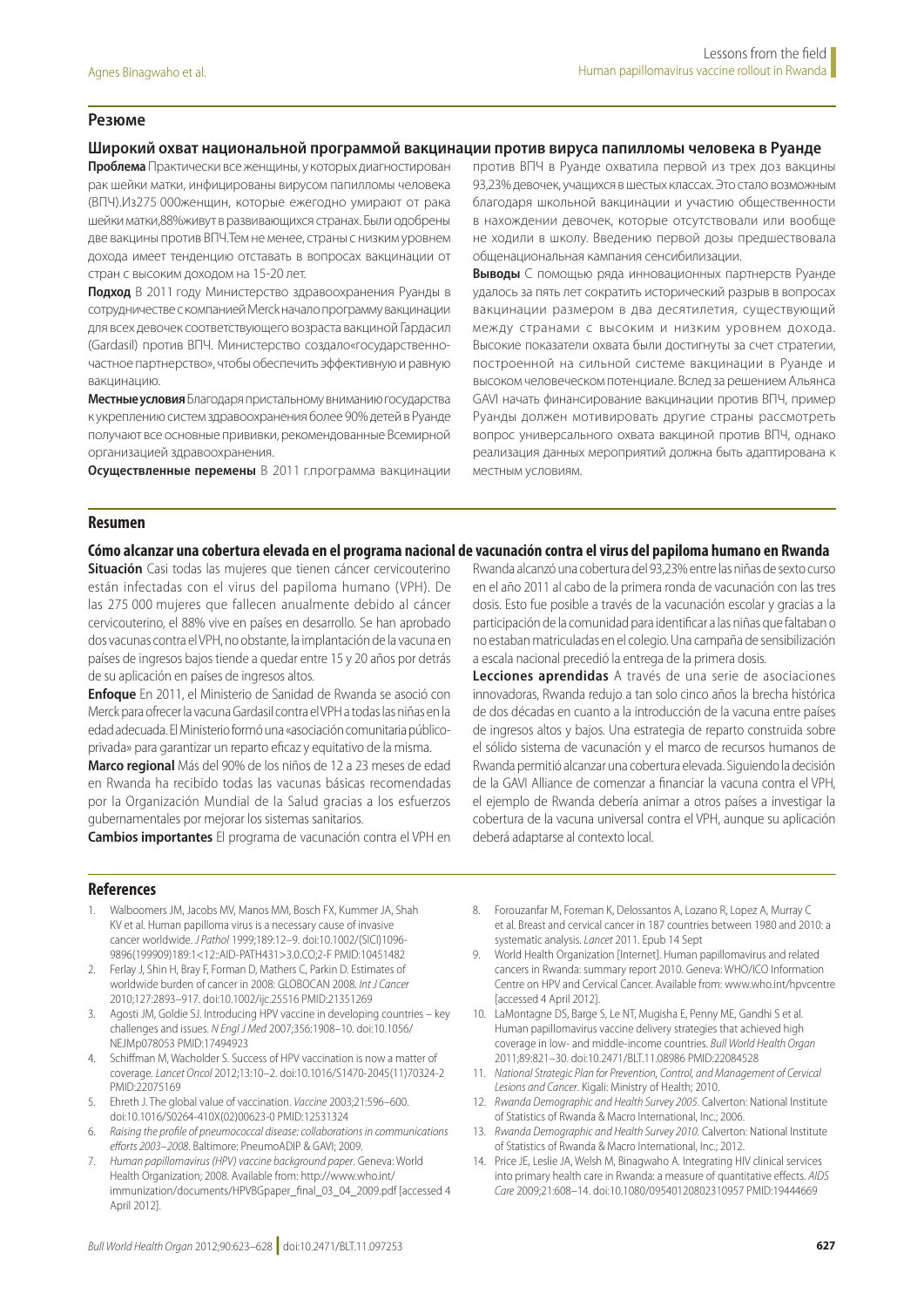## Резюме

### Широкий охват национальной программой вакцинации против вируса папилломы человека в Руанде

**Проблема** Практически все женщины, у которых диагностирован рак шейки матки, инфицированы вирусом папилломы человека (ВПЧ).Из275 000женщин, которые ежегодно умирают от рака шейки матки,88%живут в развивающихся странах. Были одобрены две вакцины против ВПЧ.Тем не менее, страны с низким уровнем дохода имеет тенденцию отставать в вопросах вакцинации от стран с высоким доходом на 15-20 лет.

**Подход** В 2011 году Министерство здравоохранения Руанды в сотрудничестве с компанией Merck начало программу вакцинации для всех девочек соответствующего возраста вакциной Гардасил (Gardasil) против ВПЧ. Министерство создало«государственно-частное партнерство», чтобы обеспечить эффективную и равную вакцинацию.

**Местные условия** Благодаря пристальному вниманию государства к укреплению систем здравоохранения более 90% детей в Руанде получают все основные прививки, рекомендованные Всемирной организацией здравоохранения.

**Осуществленные перемены** В 2011 г.программа вакцинации против ВПЧ в Руанде охватила первой из трех доз вакцины 93,23% девочек, учащихся в шестых классах. Это стало возможным благодаря школьной вакцинации и участию общественности в нахождении девочек, которые отсутствовали или вообще не ходили в школу. Введению первой дозы предшествовала общенациональная кампания сенсибилизации.

**Выводы** С помощью ряда инновационных партнерств Руанде удалось за пять лет сократить исторический разрыв в вопросах вакцинации размером в два десятилетия, существующий между странами с высоким и низким уровнем дохода. Высокие показатели охвата были достигнуты за счет стратегии, построенной на сильной системе вакцинации в Руанде и высоком человеческом потенциале. Вслед за решением Альянса GAVI начать финансирование вакцинации против ВПЧ, пример Руанды должен мотивировать другие страны рассмотреть вопрос универсального охвата вакциной против ВПЧ, однако реализация данных мероприятий должна быть адаптирована к местным условиям.

## Resumen

### Cómo alcanzar una cobertura elevada en el programa nacional de vacunación contra el virus del papiloma humano en Rwanda

**Situación** Casi todas las mujeres que tienen cáncer cervicouterino están infectadas con el virus del papiloma humano (VPH). De las 275 000 mujeres que fallecen anualmente debido al cáncer cervicouterino, el 88% vive en países en desarrollo. Se han aprobado dos vacunas contra el VPH, no obstante, la implantación de la vacuna en países de ingresos bajos tiende a quedar entre 15 y 20 años por detrás de su aplicación en países de ingresos altos.

**Enfoque** En 2011, el Ministerio de Sanidad de Rwanda se asoció con Merck para ofrecer la vacuna Gardasil contra el VPH a todas las niñas en la edad adecuada. El Ministerio formó una «asociación comunitaria público-privada» para garantizar un reparto eficaz y equitativo de la misma.

**Marco regional** Más del 90% de los niños de 12 a 23 meses de edad en Rwanda ha recibido todas las vacunas básicas recomendadas por la Organización Mundial de la Salud gracias a los esfuerzos gubernamentales por mejorar los sistemas sanitarios.

**Cambios importantes** El programa de vacunación contra el VPH en Rwanda alcanzó una cobertura del 93,23% entre las niñas de sexto curso en el año 2011 al cabo de la primera ronda de vacunación con las tres dosis. Esto fue posible a través de la vacunación escolar y gracias a la participación de la comunidad para identificar a las niñas que faltaban o no estaban matriculadas en el colegio. Una campaña de sensibilización a escala nacional precedió la entrega de la primera dosis.

**Lecciones aprendidas** A través de una serie de asociaciones innovadoras, Rwanda redujo a tan solo cinco años la brecha histórica de dos décadas en cuanto a la introducción de la vacuna entre países de ingresos altos y bajos. Una estrategia de reparto construida sobre el sólido sistema de vacunación y el marco de recursos humanos de Rwanda permitió alcanzar una cobertura elevada. Siguiendo la decisión de la GAVI Alliance de comenzar a financiar la vacuna contra el VPH, el ejemplo de Rwanda debería animar a otros países a investigar la cobertura de la vacuna universal contra el VPH, aunque su aplicación deberá adaptarse al contexto local.

## References

1. Walboomers JM, Jacobs MV, Manos MM, Bosch FX, Kummer JA, Shah KV et al. Human papilloma virus is a necessary cause of invasive cancer worldwide. *J Pathol* 1999;189:12–9. doi:10.1002/(SICI)1096-9896(199909)189:1<12::AID-PATH431>3.0.CO;2-F PMID:10451482
2. Ferlay J, Shin H, Bray F, Forman D, Mathers C, Parkin D. Estimates of worldwide burden of cancer in 2008: GLOBOCAN 2008. *Int J Cancer* 2010;127:2893–917. doi:10.1002/ijc.25516 PMID:21351269
3. Agosti JM, Goldie SJ. Introducing HPV vaccine in developing countries – key challenges and issues. *N Engl J Med* 2007;356:1908–10. doi:10.1056/NEJMp078053 PMID:17494923
4. Schiffman M, Wacholder S. Success of HPV vaccination is now a matter of coverage. *Lancet Oncol* 2012;13:10–2. doi:10.1016/S1470-2045(11)70324-2 PMID:22075169
5. Ehreth J. The global value of vaccination. *Vaccine* 2003;21:596–600. doi:10.1016/S0264-410X(02)00623-0 PMID:12531324
6. *Raising the profile of pneumococcal disease: collaborations in communications efforts 2003–2008*. Baltimore: PneumoADIP & GAVI; 2009.
7. *Human papillomavirus (HPV) vaccine background paper*. Geneva: World Health Organization; 2008. Available from: http://www.who.int/immunization/documents/HPVBGpaper_final_03_04_2009.pdf [accessed 4 April 2012].
8. Forouzanfar M, Foreman K, Delossantos A, Lozano R, Lopez A, Murray C et al. Breast and cervical cancer in 187 countries between 1980 and 2010: a systematic analysis. *Lancet* 2011. Epub 14 Sept
9. World Health Organization [Internet]. Human papillomavirus and related cancers in Rwanda: summary report 2010. Geneva: WHO/ICO Information Centre on HPV and Cervical Cancer. Available from: www.who.int/hpvcentre [accessed 4 April 2012].
10. LaMontagne DS, Barge S, Le NT, Mugisha E, Penny ME, Gandhi S et al. Human papillomavirus vaccine delivery strategies that achieved high coverage in low- and middle-income countries. *Bull World Health Organ* 2011;89:821–30. doi:10.2471/BLT.11.08986 PMID:22084528
11. *National Strategic Plan for Prevention, Control, and Management of Cervical Lesions and Cancer*. Kigali: Ministry of Health; 2010.
12. *Rwanda Demographic and Health Survey 2005*. Calverton: National Institute of Statistics of Rwanda & Macro International, Inc.; 2006.
13. *Rwanda Demographic and Health Survey 2010*. Calverton: National Institute of Statistics of Rwanda & Macro International, Inc.; 2012.
14. Price JE, Leslie JA, Welsh M, Binagwaho A. Integrating HIV clinical services into primary health care in Rwanda: a measure of quantitative effects. *AIDS Care* 2009;21:608–14. doi:10.1080/09540120802310957 PMID:19444669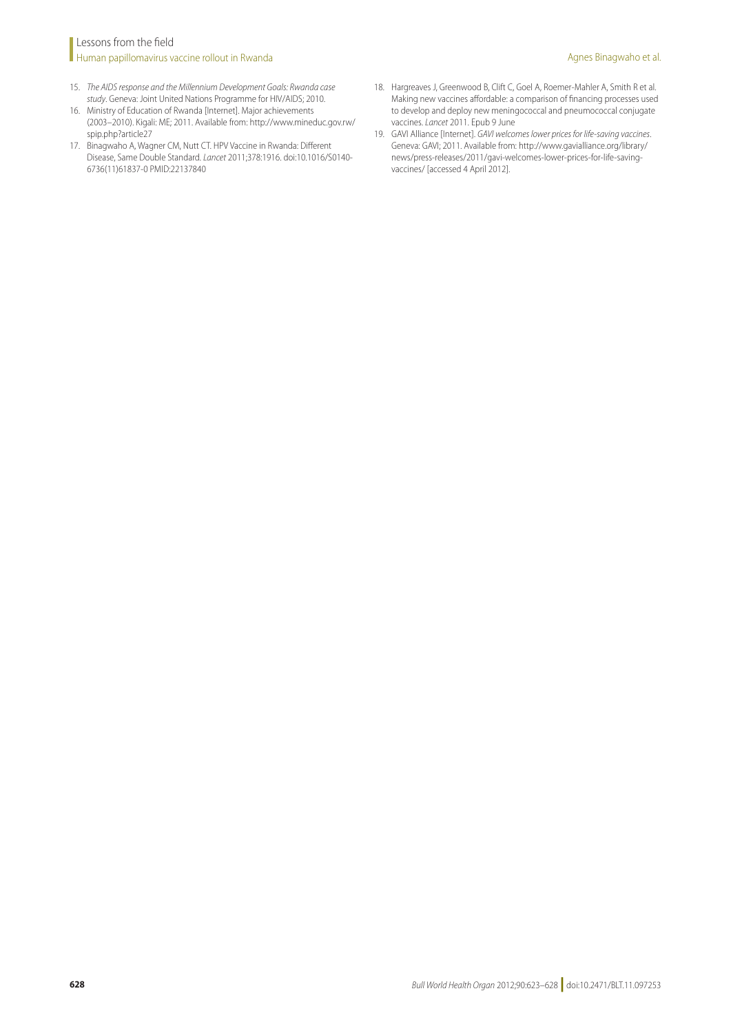15. *The AIDS response and the Millennium Development Goals: Rwanda case study*. Geneva: Joint United Nations Programme for HIV/AIDS; 2010.
16. Ministry of Education of Rwanda [Internet]. Major achievements (2003–2010). Kigali: ME; 2011. Available from: http://www.mineduc.gov.rw/spip.php?article27
17. Binagwaho A, Wagner CM, Nutt CT. HPV Vaccine in Rwanda: Different Disease, Same Double Standard. *Lancet* 2011;378:1916. doi:10.1016/S0140-6736(11)61837-0 PMID:22137840
18. Hargreaves J, Greenwood B, Clift C, Goel A, Roemer-Mahler A, Smith R et al. Making new vaccines affordable: a comparison of financing processes used to develop and deploy new meningococcal and pneumococcal conjugate vaccines. *Lancet* 2011. Epub 9 June
19. GAVI Alliance [Internet]. *GAVI welcomes lower prices for life-saving vaccines*. Geneva: GAVI; 2011. Available from: http://www.gavialliance.org/library/news/press-releases/2011/gavi-welcomes-lower-prices-for-life-saving-vaccines/ [accessed 4 April 2012].